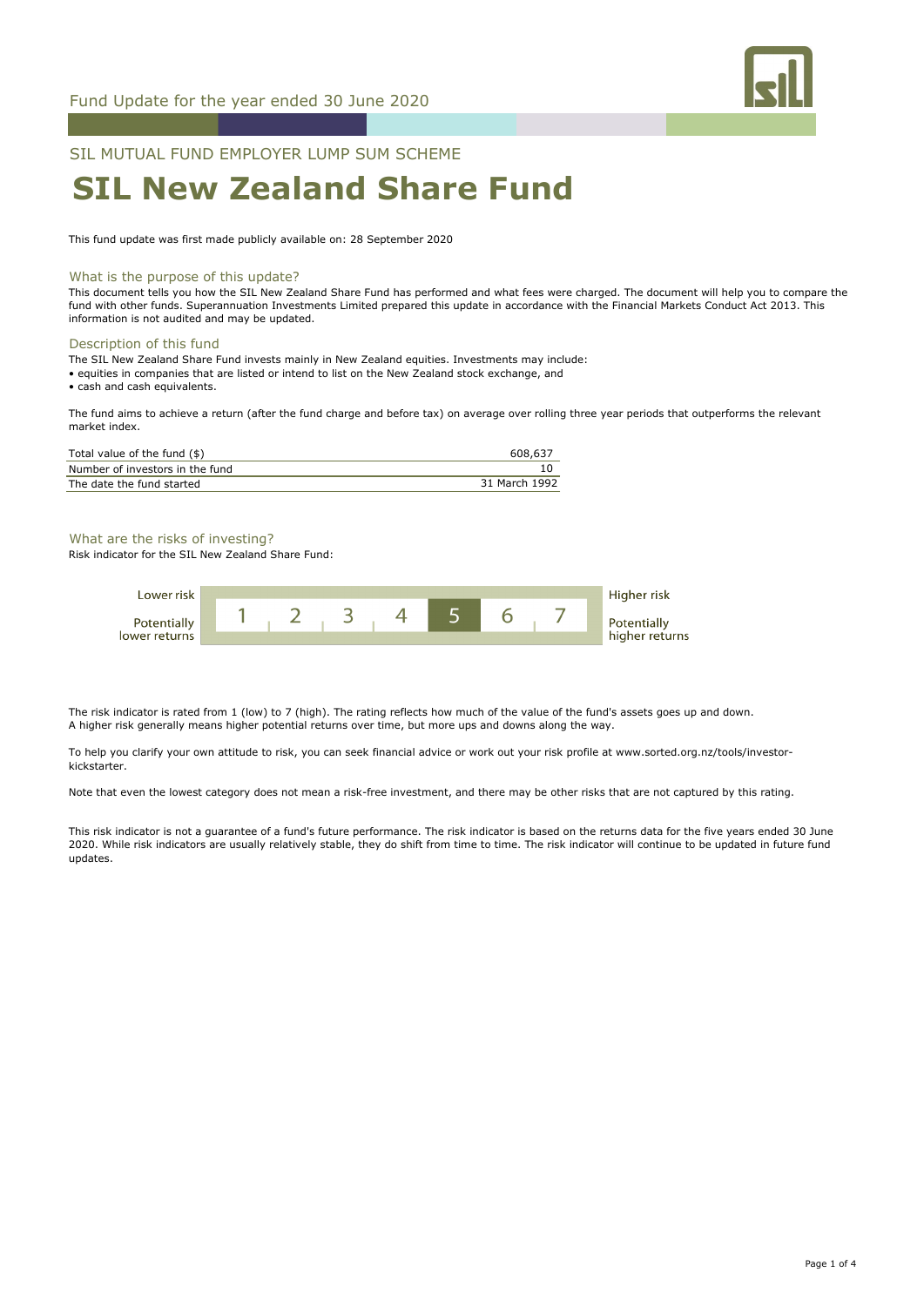Fund Update for the year ended 30 June 2020

SIL MUTUAL FUND EMPLOYER LUMP SUM SCHEME

# SIL New Zealand Share Fund

This fund update was first made publicly available on: 28 September 2020

## What is the purpose of this update?

This document tells you how the SIL New Zealand Share Fund has performed and what fees were charged. The document will help you to compare the fund with other funds. Superannuation Investments Limited prepared this update in accordance with the Financial Markets Conduct Act 2013. This information is not audited and may be updated.

## Description of this fund

The SIL New Zealand Share Fund invests mainly in New Zealand equities. Investments may include:

- equities in companies that are listed or intend to list on the New Zealand stock exchange, and
- cash and cash equivalents.

The fund aims to achieve a return (after the fund charge and before tax) on average over rolling three year periods that outperforms the relevant market index.

| | |
|---|---|
| Total value of the fund ($) | 608,637 |
| Number of investors in the fund | 10 |
| The date the fund started | 31 March 1992 |

## What are the risks of investing?

Risk indicator for the SIL New Zealand Share Fund:

| Lower risk / Potentially lower returns | 1 | 2 | 3 | 4 | **5** | 6 | 7 | Higher risk / Potentially higher returns |
|---|---|---|---|---|---|---|---|---|

The risk indicator is rated from 1 (low) to 7 (high). The rating reflects how much of the value of the fund's assets goes up and down. A higher risk generally means higher potential returns over time, but more ups and downs along the way.

To help you clarify your own attitude to risk, you can seek financial advice or work out your risk profile at www.sorted.org.nz/tools/investor-kickstarter.

Note that even the lowest category does not mean a risk-free investment, and there may be other risks that are not captured by this rating.

This risk indicator is not a guarantee of a fund's future performance. The risk indicator is based on the returns data for the five years ended 30 June 2020. While risk indicators are usually relatively stable, they do shift from time to time. The risk indicator will continue to be updated in future fund updates.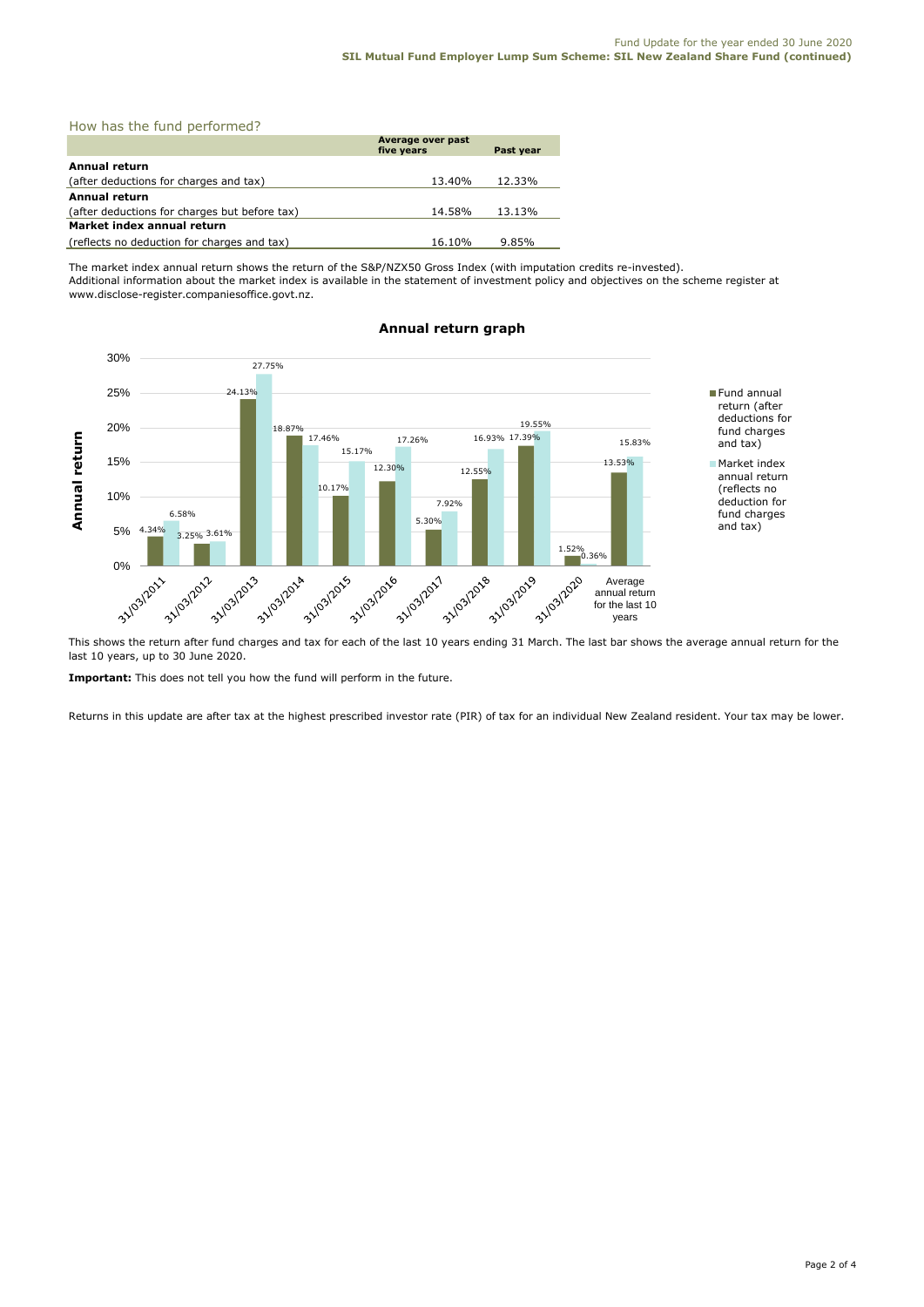## How has the fund performed?

| | Average over past five years | Past year |
|---|---|---|
| **Annual return** | | |
| (after deductions for charges and tax) | 13.40% | 12.33% |
| **Annual return** | | |
| (after deductions for charges but before tax) | 14.58% | 13.13% |
| **Market index annual return** | | |
| (reflects no deduction for charges and tax) | 16.10% | 9.85% |

The market index annual return shows the return of the S&P/NZX50 Gross Index (with imputation credits re-invested).
Additional information about the market index is available in the statement of investment policy and objectives on the scheme register at www.disclose-register.companiesoffice.govt.nz.

**Annual return graph**

| | Fund annual return (after deductions for fund charges and tax) | Market index annual return (reflects no deduction for fund charges and tax) |
|---|---|---|
| 31/03/2011 | 4.34% | 6.58% |
| 31/03/2012 | 3.25% | 3.61% |
| 31/03/2013 | 24.13% | 27.75% |
| 31/03/2014 | 18.87% | 17.46% |
| 31/03/2015 | 10.17% | 15.17% |
| 31/03/2016 | 12.30% | 17.26% |
| 31/03/2017 | 5.30% | 7.92% |
| 31/03/2018 | 12.55% | 16.93% |
| 31/03/2019 | 17.39% | 19.55% |
| 31/03/2020 | 1.52% | 0.36% |
| Average annual return for the last 10 years | 13.53% | 15.83% |

This shows the return after fund charges and tax for each of the last 10 years ending 31 March. The last bar shows the average annual return for the last 10 years, up to 30 June 2020.

**Important:** This does not tell you how the fund will perform in the future.

Returns in this update are after tax at the highest prescribed investor rate (PIR) of tax for an individual New Zealand resident. Your tax may be lower.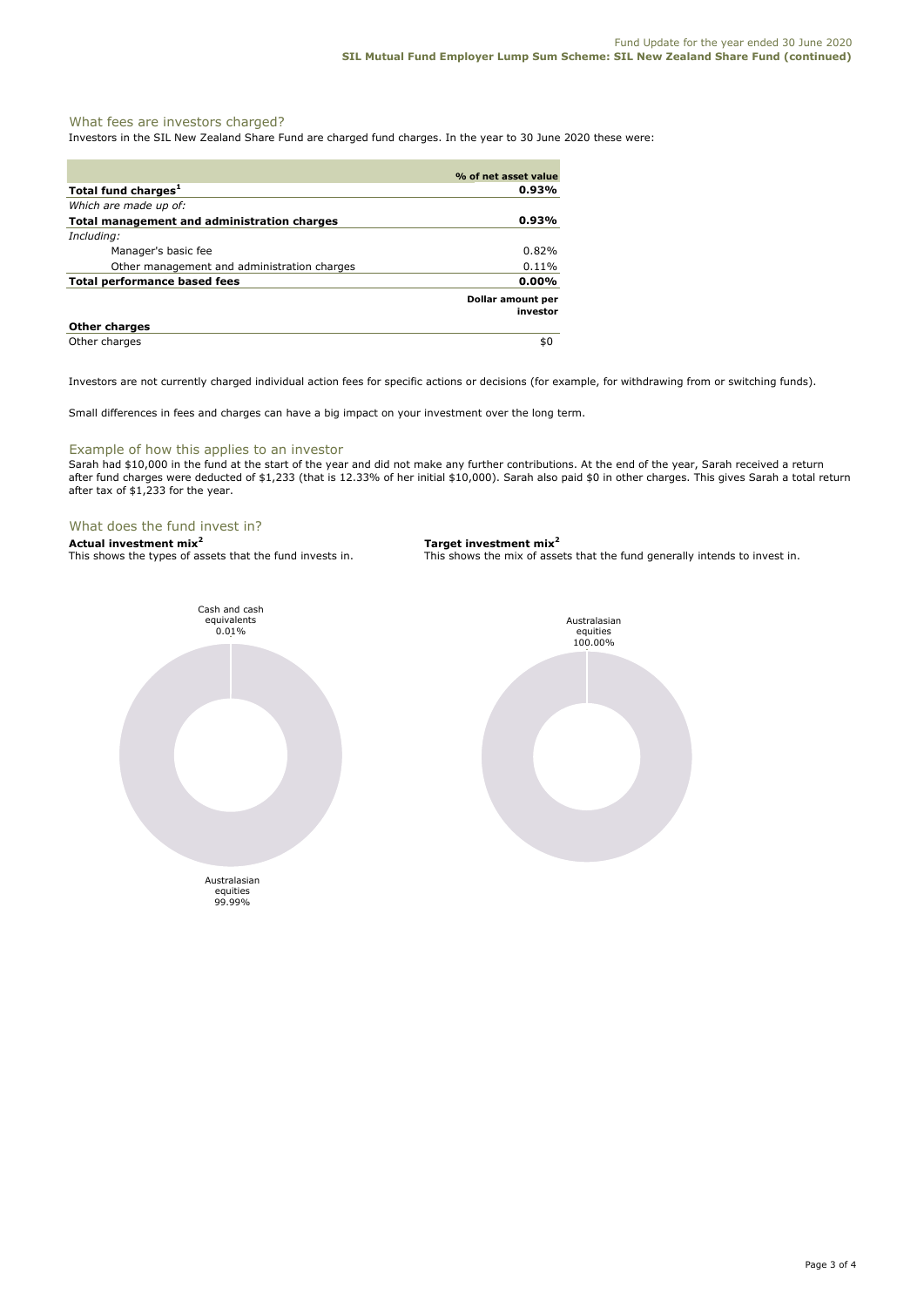## What fees are investors charged?

Investors in the SIL New Zealand Share Fund are charged fund charges. In the year to 30 June 2020 these were:

| | % of net asset value |
|---|---|
| **Total fund charges[1]** | **0.93%** |
| *Which are made up of:* | |
| **Total management and administration charges** | **0.93%** |
| *Including:* | |
| Manager's basic fee | 0.82% |
| Other management and administration charges | 0.11% |
| **Total performance based fees** | **0.00%** |
| | **Dollar amount per investor** |
| **Other charges** | |
| Other charges | $0 |

Investors are not currently charged individual action fees for specific actions or decisions (for example, for withdrawing from or switching funds).

Small differences in fees and charges can have a big impact on your investment over the long term.

## Example of how this applies to an investor

Sarah had $10,000 in the fund at the start of the year and did not make any further contributions. At the end of the year, Sarah received a return after fund charges were deducted of $1,233 (that is 12.33% of her initial $10,000). Sarah also paid $0 in other charges. This gives Sarah a total return after tax of $1,233 for the year.

## What does the fund invest in?

**Actual investment mix[2]**

This shows the types of assets that the fund invests in.

| Asset type | % |
|---|---|
| Cash and cash equivalents | 0.01% |
| Australasian equities | 99.99% |

**Target investment mix[2]**

This shows the mix of assets that the fund generally intends to invest in.

| Asset type | % |
|---|---|
| Australasian equities | 100.00% |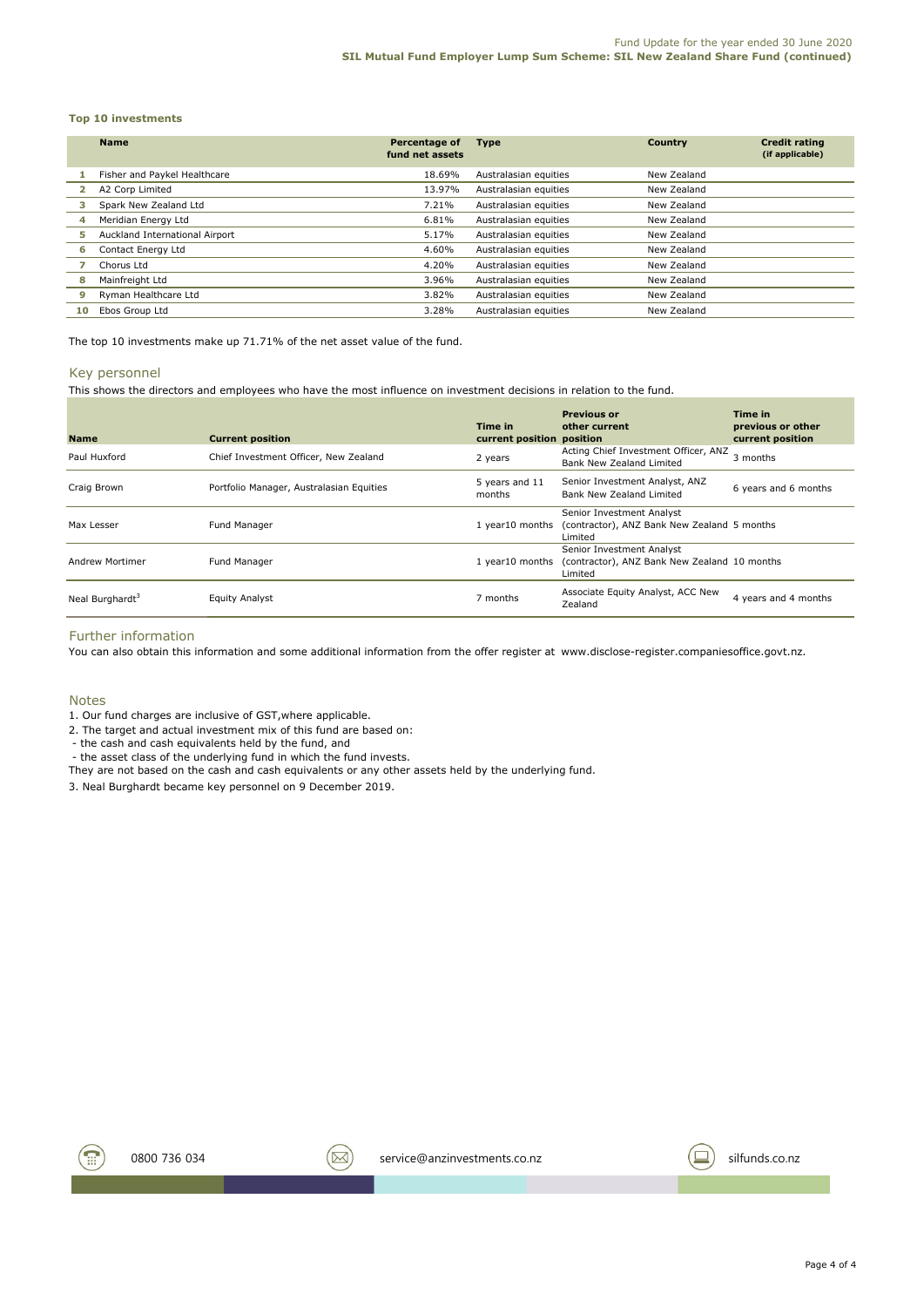### Top 10 investments

| | Name | Percentage of fund net assets | Type | Country | Credit rating (if applicable) |
|---|---|---|---|---|---|
| 1 | Fisher and Paykel Healthcare | 18.69% | Australasian equities | New Zealand | |
| 2 | A2 Corp Limited | 13.97% | Australasian equities | New Zealand | |
| 3 | Spark New Zealand Ltd | 7.21% | Australasian equities | New Zealand | |
| 4 | Meridian Energy Ltd | 6.81% | Australasian equities | New Zealand | |
| 5 | Auckland International Airport | 5.17% | Australasian equities | New Zealand | |
| 6 | Contact Energy Ltd | 4.60% | Australasian equities | New Zealand | |
| 7 | Chorus Ltd | 4.20% | Australasian equities | New Zealand | |
| 8 | Mainfreight Ltd | 3.96% | Australasian equities | New Zealand | |
| 9 | Ryman Healthcare Ltd | 3.82% | Australasian equities | New Zealand | |
| 10 | Ebos Group Ltd | 3.28% | Australasian equities | New Zealand | |

The top 10 investments make up 71.71% of the net asset value of the fund.

## Key personnel

This shows the directors and employees who have the most influence on investment decisions in relation to the fund.

| Name | Current position | Time in current position | Previous or other current position | Time in previous or other current position |
|---|---|---|---|---|
| Paul Huxford | Chief Investment Officer, New Zealand | 2 years | Acting Chief Investment Officer, ANZ Bank New Zealand Limited | 3 months |
| Craig Brown | Portfolio Manager, Australasian Equities | 5 years and 11 months | Senior Investment Analyst, ANZ Bank New Zealand Limited | 6 years and 6 months |
| Max Lesser | Fund Manager | 1 year10 months | Senior Investment Analyst (contractor), ANZ Bank New Zealand Limited | 5 months |
| Andrew Mortimer | Fund Manager | 1 year10 months | Senior Investment Analyst (contractor), ANZ Bank New Zealand Limited | 10 months |
| Neal Burghardt[3] | Equity Analyst | 7 months | Associate Equity Analyst, ACC New Zealand | 4 years and 4 months |

## Further information

You can also obtain this information and some additional information from the offer register at www.disclose-register.companiesoffice.govt.nz.

## Notes

1. Our fund charges are inclusive of GST,where applicable.
2. The target and actual investment mix of this fund are based on:
 - the cash and cash equivalents held by the fund, and
 - the asset class of the underlying fund in which the fund invests.

They are not based on the cash and cash equivalents or any other assets held by the underlying fund.

3. Neal Burghardt became key personnel on 9 December 2019.

0800 736 034 service@anzinvestments.co.nz silfunds.co.nz